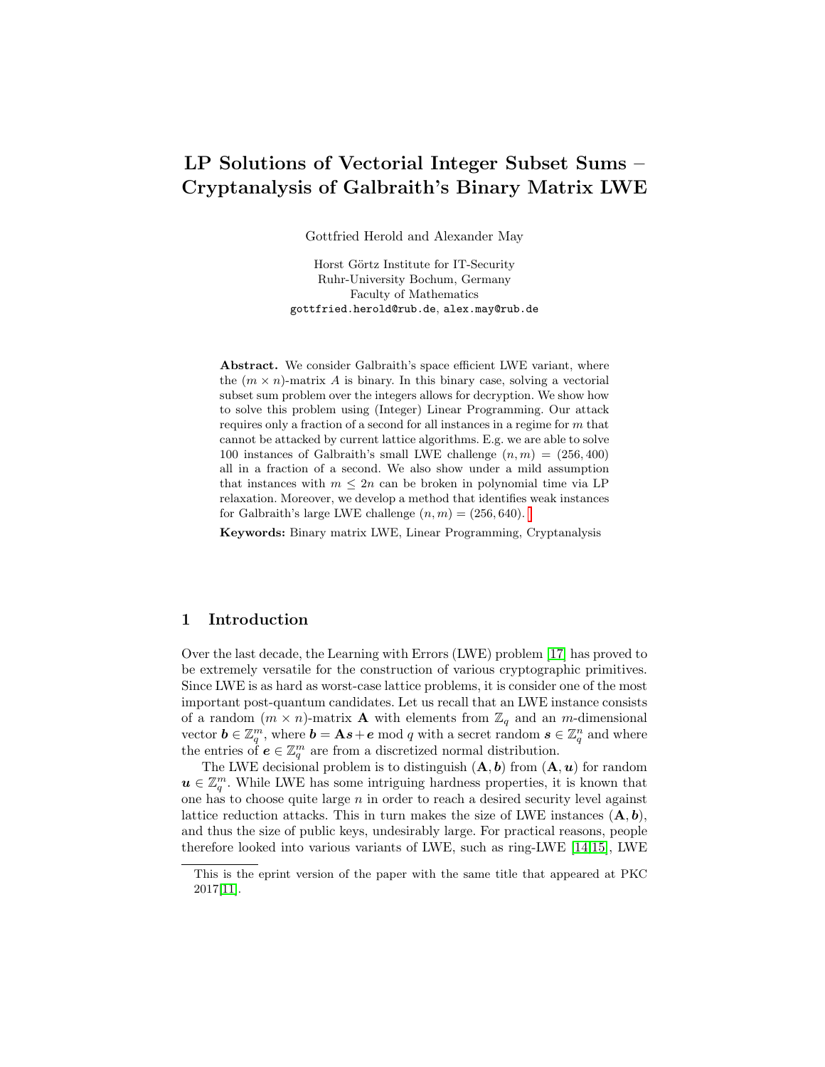# LP Solutions of Vectorial Integer Subset Sums – Cryptanalysis of Galbraith's Binary Matrix LWE

Gottfried Herold and Alexander May

Horst Görtz Institute for IT-Security
Ruhr-University Bochum, Germany
Faculty of Mathematics
gottfried.herold@rub.de, alex.may@rub.de

**Abstract.** We consider Galbraith's space efficient LWE variant, where the $(m \times n)$-matrix $A$ is binary. In this binary case, solving a vectorial subset sum problem over the integers allows for decryption. We show how to solve this problem using (Integer) Linear Programming. Our attack requires only a fraction of a second for all instances in a regime for $m$ that cannot be attacked by current lattice algorithms. E.g. we are able to solve 100 instances of Galbraith's small LWE challenge $(n, m) = (256, 400)$ all in a fraction of a second. We also show under a mild assumption that instances with $m \leq 2n$ can be broken in polynomial time via LP relaxation. Moreover, we develop a method that identifies weak instances for Galbraith's large LWE challenge $(n, m) = (256, 640)$.

**Keywords:** Binary matrix LWE, Linear Programming, Cryptanalysis

## 1 Introduction

Over the last decade, the Learning with Errors (LWE) problem [17] has proved to be extremely versatile for the construction of various cryptographic primitives. Since LWE is as hard as worst-case lattice problems, it is consider one of the most important post-quantum candidates. Let us recall that an LWE instance consists of a random $(m \times n)$-matrix $\mathbf{A}$ with elements from $\mathbb{Z}_q$ and an $m$-dimensional vector $\boldsymbol{b} \in \mathbb{Z}_q^m$, where $\boldsymbol{b} = \mathbf{A}\boldsymbol{s} + \boldsymbol{e} \bmod q$ with a secret random $\boldsymbol{s} \in \mathbb{Z}_q^n$ and where the entries of $\boldsymbol{e} \in \mathbb{Z}_q^m$ are from a discretized normal distribution.

The LWE decisional problem is to distinguish $(\mathbf{A}, \boldsymbol{b})$ from $(\mathbf{A}, \boldsymbol{u})$ for random $\boldsymbol{u} \in \mathbb{Z}_q^m$. While LWE has some intriguing hardness properties, it is known that one has to choose quite large $n$ in order to reach a desired security level against lattice reduction attacks. This in turn makes the size of LWE instances $(\mathbf{A}, \boldsymbol{b})$, and thus the size of public keys, undesirably large. For practical reasons, people therefore looked into various variants of LWE, such as ring-LWE [14,15], LWE

This is the eprint version of the paper with the same title that appeared at PKC 2017[11].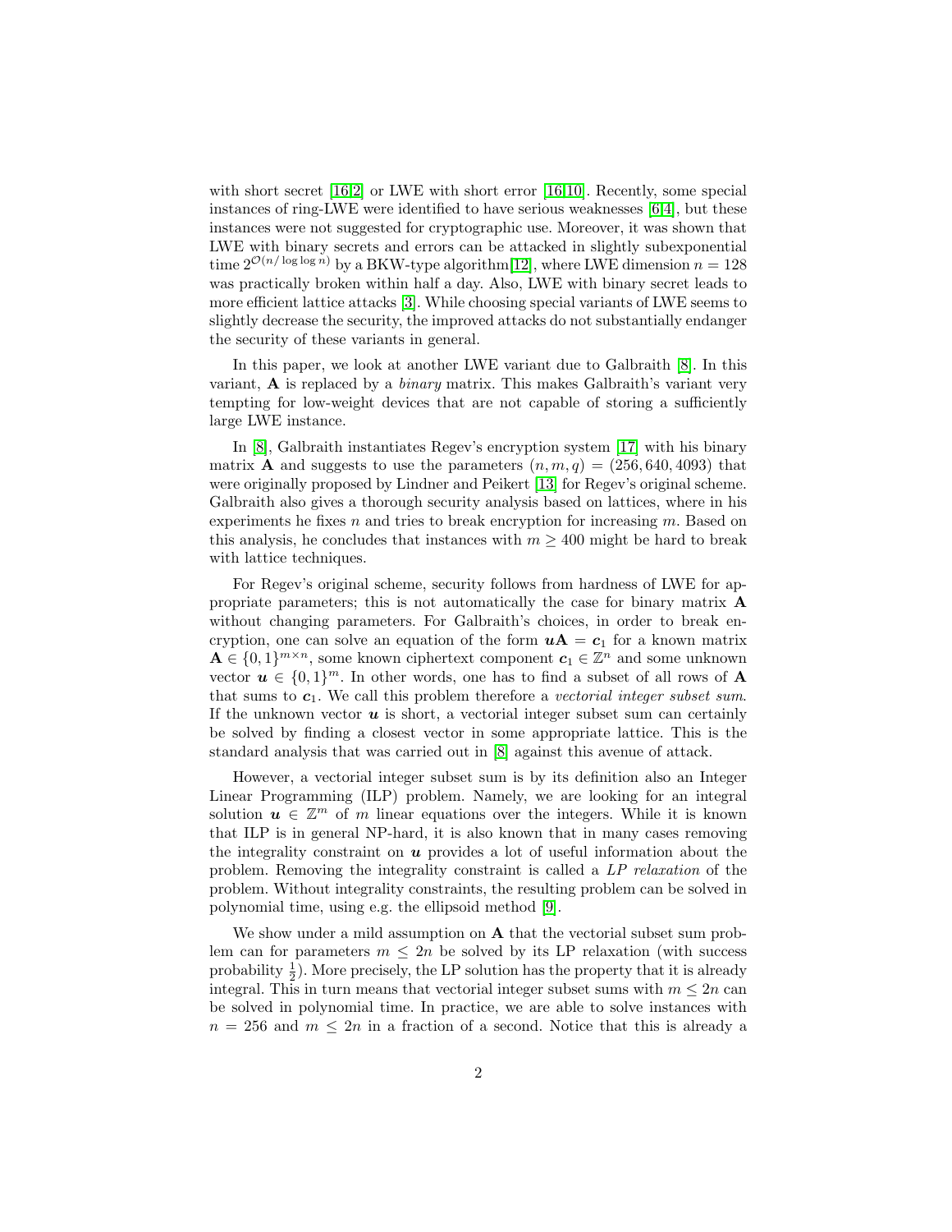with short secret [16,2] or LWE with short error [16,10]. Recently, some special instances of ring-LWE were identified to have serious weaknesses [6,4], but these instances were not suggested for cryptographic use. Moreover, it was shown that LWE with binary secrets and errors can be attacked in slightly subexponential time $2^{\mathcal{O}(n/\log\log n)}$ by a BKW-type algorithm[12], where LWE dimension $n = 128$ was practically broken within half a day. Also, LWE with binary secret leads to more efficient lattice attacks [3]. While choosing special variants of LWE seems to slightly decrease the security, the improved attacks do not substantially endanger the security of these variants in general.

In this paper, we look at another LWE variant due to Galbraith [8]. In this variant, $\mathbf{A}$ is replaced by a *binary* matrix. This makes Galbraith's variant very tempting for low-weight devices that are not capable of storing a sufficiently large LWE instance.

In [8], Galbraith instantiates Regev's encryption system [17] with his binary matrix $\mathbf{A}$ and suggests to use the parameters $(n, m, q) = (256, 640, 4093)$ that were originally proposed by Lindner and Peikert [13] for Regev's original scheme. Galbraith also gives a thorough security analysis based on lattices, where in his experiments he fixes $n$ and tries to break encryption for increasing $m$. Based on this analysis, he concludes that instances with $m \geq 400$ might be hard to break with lattice techniques.

For Regev's original scheme, security follows from hardness of LWE for appropriate parameters; this is not automatically the case for binary matrix $\mathbf{A}$ without changing parameters. For Galbraith's choices, in order to break encryption, one can solve an equation of the form $\boldsymbol{u}\mathbf{A} = \boldsymbol{c}_1$ for a known matrix $\mathbf{A} \in \{0,1\}^{m\times n}$, some known ciphertext component $\boldsymbol{c}_1 \in \mathbb{Z}^n$ and some unknown vector $\boldsymbol{u} \in \{0,1\}^m$. In other words, one has to find a subset of all rows of $\mathbf{A}$ that sums to $\boldsymbol{c}_1$. We call this problem therefore a *vectorial integer subset sum*. If the unknown vector $\boldsymbol{u}$ is short, a vectorial integer subset sum can certainly be solved by finding a closest vector in some appropriate lattice. This is the standard analysis that was carried out in [8] against this avenue of attack.

However, a vectorial integer subset sum is by its definition also an Integer Linear Programming (ILP) problem. Namely, we are looking for an integral solution $\boldsymbol{u} \in \mathbb{Z}^m$ of $m$ linear equations over the integers. While it is known that ILP is in general NP-hard, it is also known that in many cases removing the integrality constraint on $\boldsymbol{u}$ provides a lot of useful information about the problem. Removing the integrality constraint is called a *LP relaxation* of the problem. Without integrality constraints, the resulting problem can be solved in polynomial time, using e.g. the ellipsoid method [9].

We show under a mild assumption on $\mathbf{A}$ that the vectorial subset sum problem can for parameters $m \leq 2n$ be solved by its LP relaxation (with success probability $\frac{1}{2}$). More precisely, the LP solution has the property that it is already integral. This in turn means that vectorial integer subset sums with $m \leq 2n$ can be solved in polynomial time. In practice, we are able to solve instances with $n = 256$ and $m \leq 2n$ in a fraction of a second. Notice that this is already a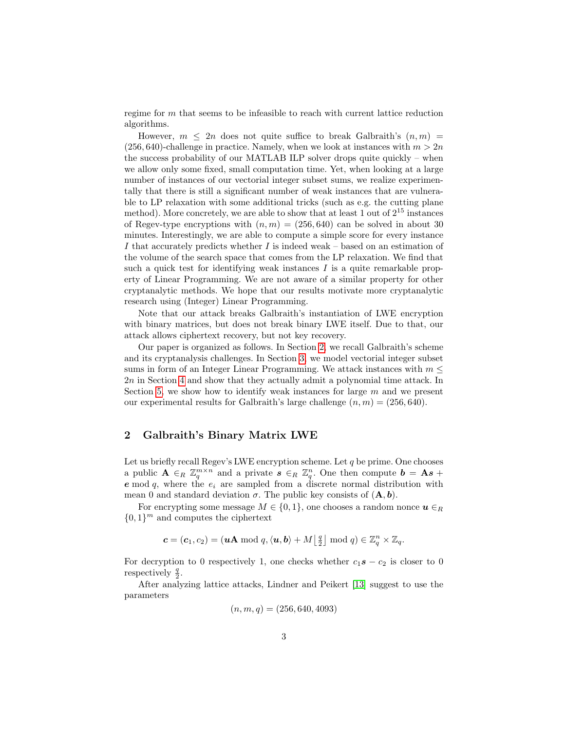regime for $m$ that seems to be infeasible to reach with current lattice reduction algorithms.

However, $m \leq 2n$ does not quite suffice to break Galbraith's $(n, m) = (256, 640)$-challenge in practice. Namely, when we look at instances with $m > 2n$ the success probability of our MATLAB ILP solver drops quite quickly – when we allow only some fixed, small computation time. Yet, when looking at a large number of instances of our vectorial integer subset sums, we realize experimentally that there is still a significant number of weak instances that are vulnerable to LP relaxation with some additional tricks (such as e.g. the cutting plane method). More concretely, we are able to show that at least 1 out of $2^{15}$ instances of Regev-type encryptions with $(n, m) = (256, 640)$ can be solved in about 30 minutes. Interestingly, we are able to compute a simple score for every instance $I$ that accurately predicts whether $I$ is indeed weak – based on an estimation of the volume of the search space that comes from the LP relaxation. We find that such a quick test for identifying weak instances $I$ is a quite remarkable property of Linear Programming. We are not aware of a similar property for other cryptanalytic methods. We hope that our results motivate more cryptanalytic research using (Integer) Linear Programming.

Note that our attack breaks Galbraith's instantiation of LWE encryption with binary matrices, but does not break binary LWE itself. Due to that, our attack allows ciphertext recovery, but not key recovery.

Our paper is organized as follows. In Section 2, we recall Galbraith's scheme and its cryptanalysis challenges. In Section 3, we model vectorial integer subset sums in form of an Integer Linear Programming. We attack instances with $m \leq 2n$ in Section 4 and show that they actually admit a polynomial time attack. In Section 5, we show how to identify weak instances for large $m$ and we present our experimental results for Galbraith's large challenge $(n, m) = (256, 640)$.

## 2 Galbraith's Binary Matrix LWE

Let us briefly recall Regev's LWE encryption scheme. Let $q$ be prime. One chooses a public $\mathbf{A} \in_R \mathbb{Z}_q^{m \times n}$ and a private $\boldsymbol{s} \in_R \mathbb{Z}_q^n$. One then compute $\boldsymbol{b} = \mathbf{A}\boldsymbol{s} + \boldsymbol{e} \bmod q$, where the $e_i$ are sampled from a discrete normal distribution with mean 0 and standard deviation $\sigma$. The public key consists of $(\mathbf{A}, \boldsymbol{b})$.

For encrypting some message $M \in \{0, 1\}$, one chooses a random nonce $\boldsymbol{u} \in_R \{0, 1\}^m$ and computes the ciphertext

$$\boldsymbol{c} = (\boldsymbol{c}_1, c_2) = (\boldsymbol{u}\mathbf{A} \bmod q, \langle \boldsymbol{u}, \boldsymbol{b} \rangle + M \left\lfloor \tfrac{q}{2} \right\rfloor \bmod q) \in \mathbb{Z}_q^n \times \mathbb{Z}_q.$$

For decryption to 0 respectively 1, one checks whether $c_1 \boldsymbol{s} - c_2$ is closer to 0 respectively $\frac{q}{2}$.

After analyzing lattice attacks, Lindner and Peikert [13] suggest to use the parameters

$$(n, m, q) = (256, 640, 4093)$$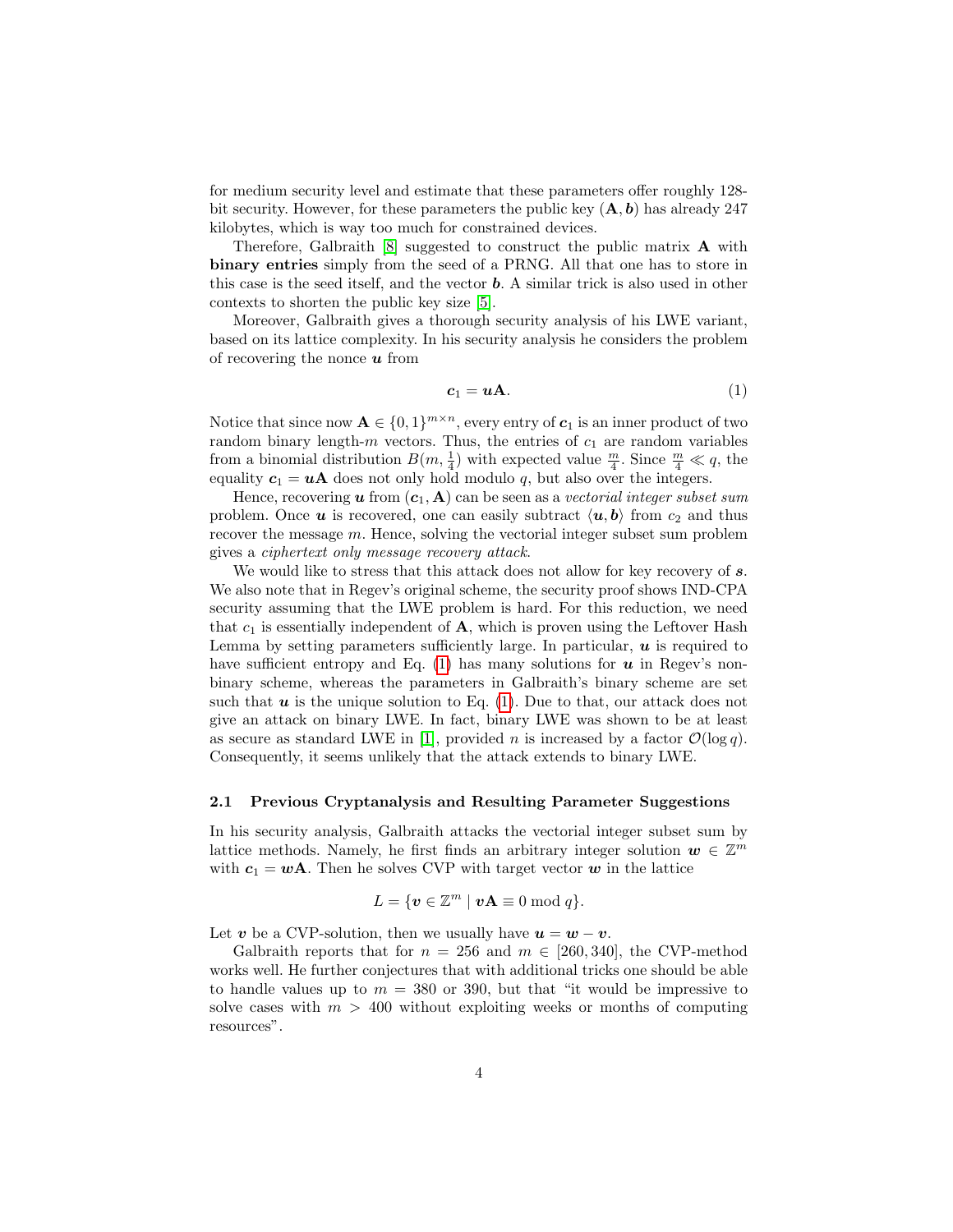for medium security level and estimate that these parameters offer roughly 128-bit security. However, for these parameters the public key $(\mathbf{A}, \boldsymbol{b})$ has already 247 kilobytes, which is way too much for constrained devices.

Therefore, Galbraith [8] suggested to construct the public matrix $\mathbf{A}$ with **binary entries** simply from the seed of a PRNG. All that one has to store in this case is the seed itself, and the vector $\boldsymbol{b}$. A similar trick is also used in other contexts to shorten the public key size [5].

Moreover, Galbraith gives a thorough security analysis of his LWE variant, based on its lattice complexity. In his security analysis he considers the problem of recovering the nonce $\boldsymbol{u}$ from

$$\boldsymbol{c}_1 = \boldsymbol{u}\mathbf{A}. \tag{1}$$

Notice that since now $\mathbf{A} \in \{0,1\}^{m \times n}$, every entry of $\boldsymbol{c}_1$ is an inner product of two random binary length-$m$ vectors. Thus, the entries of $c_1$ are random variables from a binomial distribution $B(m, \frac{1}{4})$ with expected value $\frac{m}{4}$. Since $\frac{m}{4} \ll q$, the equality $\boldsymbol{c}_1 = \boldsymbol{u}\mathbf{A}$ does not only hold modulo $q$, but also over the integers.

Hence, recovering $\boldsymbol{u}$ from $(\boldsymbol{c}_1, \mathbf{A})$ can be seen as a *vectorial integer subset sum* problem. Once $\boldsymbol{u}$ is recovered, one can easily subtract $\langle \boldsymbol{u}, \boldsymbol{b} \rangle$ from $c_2$ and thus recover the message $m$. Hence, solving the vectorial integer subset sum problem gives a *ciphertext only message recovery attack*.

We would like to stress that this attack does not allow for key recovery of $\boldsymbol{s}$. We also note that in Regev's original scheme, the security proof shows IND-CPA security assuming that the LWE problem is hard. For this reduction, we need that $c_1$ is essentially independent of $\mathbf{A}$, which is proven using the Leftover Hash Lemma by setting parameters sufficiently large. In particular, $\boldsymbol{u}$ is required to have sufficient entropy and Eq. (1) has many solutions for $\boldsymbol{u}$ in Regev's non-binary scheme, whereas the parameters in Galbraith's binary scheme are set such that $\boldsymbol{u}$ is the unique solution to Eq. (1). Due to that, our attack does not give an attack on binary LWE. In fact, binary LWE was shown to be at least as secure as standard LWE in [1], provided $n$ is increased by a factor $\mathcal{O}(\log q)$. Consequently, it seems unlikely that the attack extends to binary LWE.

### 2.1 Previous Cryptanalysis and Resulting Parameter Suggestions

In his security analysis, Galbraith attacks the vectorial integer subset sum by lattice methods. Namely, he first finds an arbitrary integer solution $\boldsymbol{w} \in \mathbb{Z}^m$ with $\boldsymbol{c}_1 = \boldsymbol{w}\mathbf{A}$. Then he solves CVP with target vector $\boldsymbol{w}$ in the lattice

$$L = \{\boldsymbol{v} \in \mathbb{Z}^m \mid \boldsymbol{v}\mathbf{A} \equiv 0 \bmod q\}.$$

Let $\boldsymbol{v}$ be a CVP-solution, then we usually have $\boldsymbol{u} = \boldsymbol{w} - \boldsymbol{v}$.

Galbraith reports that for $n = 256$ and $m \in [260, 340]$, the CVP-method works well. He further conjectures that with additional tricks one should be able to handle values up to $m = 380$ or 390, but that "it would be impressive to solve cases with $m > 400$ without exploiting weeks or months of computing resources".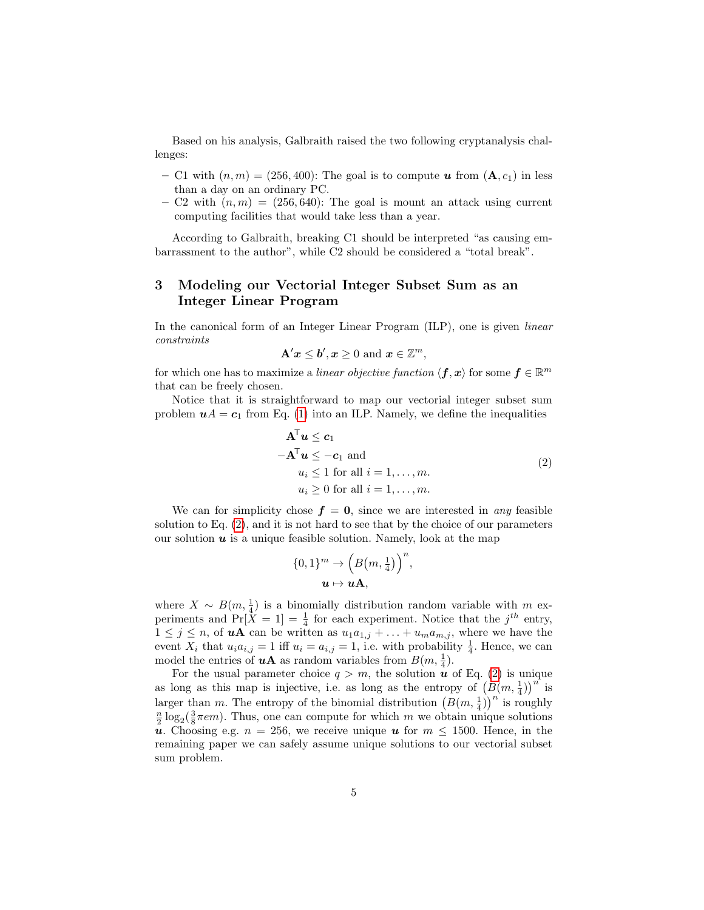Based on his analysis, Galbraith raised the two following cryptanalysis challenges:

- C1 with $(n, m) = (256, 400)$: The goal is to compute $\boldsymbol{u}$ from $(\mathbf{A}, c_1)$ in less than a day on an ordinary PC.
- C2 with $(n, m) = (256, 640)$: The goal is mount an attack using current computing facilities that would take less than a year.

According to Galbraith, breaking C1 should be interpreted "as causing embarrassment to the author", while C2 should be considered a "total break".

## 3 Modeling our Vectorial Integer Subset Sum as an Integer Linear Program

In the canonical form of an Integer Linear Program (ILP), one is given *linear constraints*

$$\mathbf{A}'\boldsymbol{x} \leq \boldsymbol{b}', \boldsymbol{x} \geq 0 \text{ and } \boldsymbol{x} \in \mathbb{Z}^m,$$

for which one has to maximize a *linear objective function* $\langle \boldsymbol{f}, \boldsymbol{x} \rangle$ for some $\boldsymbol{f} \in \mathbb{R}^m$ that can be freely chosen.

Notice that it is straightforward to map our vectorial integer subset sum problem $\boldsymbol{u}A = \boldsymbol{c}_1$ from Eq. (1) into an ILP. Namely, we define the inequalities

$$
\begin{aligned}
\mathbf{A}^{\mathsf{T}}\boldsymbol{u} &\leq \boldsymbol{c}_1 \\
-\mathbf{A}^{\mathsf{T}}\boldsymbol{u} &\leq -\boldsymbol{c}_1 \text{ and} \\
u_i &\leq 1 \text{ for all } i = 1, \ldots, m. \\
u_i &\geq 0 \text{ for all } i = 1, \ldots, m.
\end{aligned}
\tag{2}
$$

We can for simplicity chose $\boldsymbol{f} = \mathbf{0}$, since we are interested in *any* feasible solution to Eq. (2), and it is not hard to see that by the choice of our parameters our solution $\boldsymbol{u}$ is a unique feasible solution. Namely, look at the map

$$
\begin{aligned}
\{0,1\}^m &\to \left(B\big(m, \tfrac{1}{4}\big)\right)^n, \\
\boldsymbol{u} &\mapsto \boldsymbol{u}\mathbf{A},
\end{aligned}
$$

where $X \sim B(m, \frac{1}{4})$ is a binomially distribution random variable with $m$ experiments and $\Pr[X = 1] = \frac{1}{4}$ for each experiment. Notice that the $j^{th}$ entry, $1 \leq j \leq n$, of $\boldsymbol{u}\mathbf{A}$ can be written as $u_1 a_{1,j} + \ldots + u_m a_{m,j}$, where we have the event $X_i$ that $u_i a_{i,j} = 1$ iff $u_i = a_{i,j} = 1$, i.e. with probability $\frac{1}{4}$. Hence, we can model the entries of $\boldsymbol{u}\mathbf{A}$ as random variables from $B(m, \frac{1}{4})$.

For the usual parameter choice $q > m$, the solution $\boldsymbol{u}$ of Eq. (2) is unique as long as this map is injective, i.e. as long as the entropy of $\left(B(m, \frac{1}{4})\right)^n$ is larger than $m$. The entropy of the binomial distribution $\left(B(m, \frac{1}{4})\right)^n$ is roughly $\frac{n}{2}\log_2(\frac{3}{8}\pi e m)$. Thus, one can compute for which $m$ we obtain unique solutions $\boldsymbol{u}$. Choosing e.g. $n = 256$, we receive unique $\boldsymbol{u}$ for $m \leq 1500$. Hence, in the remaining paper we can safely assume unique solutions to our vectorial subset sum problem.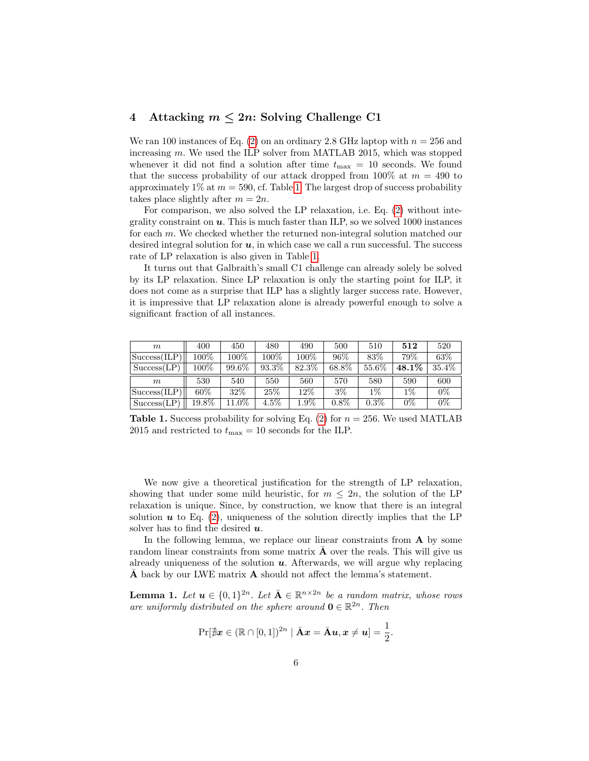## 4 Attacking $m \leq 2n$: Solving Challenge C1

We ran 100 instances of Eq. (2) on an ordinary 2.8 GHz laptop with $n = 256$ and increasing $m$. We used the ILP solver from MATLAB 2015, which was stopped whenever it did not find a solution after time $t_{\max} = 10$ seconds. We found that the success probability of our attack dropped from 100% at $m = 490$ to approximately 1% at $m = 590$, cf. Table 1. The largest drop of success probability takes place slightly after $m = 2n$.

For comparison, we also solved the LP relaxation, i.e. Eq. (2) without integrality constraint on $\boldsymbol{u}$. This is much faster than ILP, so we solved 1000 instances for each $m$. We checked whether the returned non-integral solution matched our desired integral solution for $\boldsymbol{u}$, in which case we call a run successful. The success rate of LP relaxation is also given in Table 1.

It turns out that Galbraith's small C1 challenge can already solely be solved by its LP relaxation. Since LP relaxation is only the starting point for ILP, it does not come as a surprise that ILP has a slightly larger success rate. However, it is impressive that LP relaxation alone is already powerful enough to solve a significant fraction of all instances.

| $m$ | 400 | 450 | 480 | 490 | 500 | 510 | **512** | 520 |
|---|---|---|---|---|---|---|---|---|
| Success(ILP) | 100% | 100% | 100% | 100% | 96% | 83% | 79% | 63% |
| Success(LP) | 100% | 99.6% | 93.3% | 82.3% | 68.8% | 55.6% | **48.1%** | 35.4% |
| $m$ | 530 | 540 | 550 | 560 | 570 | 580 | 590 | 600 |
| Success(ILP) | 60% | 32% | 25% | 12% | 3% | 1% | 1% | 0% |
| Success(LP) | 19.8% | 11.0% | 4.5% | 1.9% | 0.8% | 0.3% | 0% | 0% |

**Table 1.** Success probability for solving Eq. (2) for $n = 256$. We used MATLAB 2015 and restricted to $t_{\max} = 10$ seconds for the ILP.

We now give a theoretical justification for the strength of LP relaxation, showing that under some mild heuristic, for $m \leq 2n$, the solution of the LP relaxation is unique. Since, by construction, we know that there is an integral solution $\boldsymbol{u}$ to Eq. (2), uniqueness of the solution directly implies that the LP solver has to find the desired $\boldsymbol{u}$.

In the following lemma, we replace our linear constraints from $\mathbf{A}$ by some random linear constraints from some matrix $\bar{\mathbf{A}}$ over the reals. This will give us already uniqueness of the solution $\boldsymbol{u}$. Afterwards, we will argue why replacing $\bar{\mathbf{A}}$ back by our LWE matrix $\mathbf{A}$ should not affect the lemma's statement.

**Lemma 1.** *Let $\boldsymbol{u} \in \{0,1\}^{2n}$. Let $\bar{\mathbf{A}} \in \mathbb{R}^{n \times 2n}$ be a random matrix, whose rows are uniformly distributed on the sphere around $\mathbf{0} \in \mathbb{R}^{2n}$. Then*

$$\Pr[\nexists \boldsymbol{x} \in (\mathbb{R} \cap [0,1])^{2n} \mid \bar{\mathbf{A}}\boldsymbol{x} = \bar{\mathbf{A}}\boldsymbol{u}, \boldsymbol{x} \neq \boldsymbol{u}] = \frac{1}{2}.$$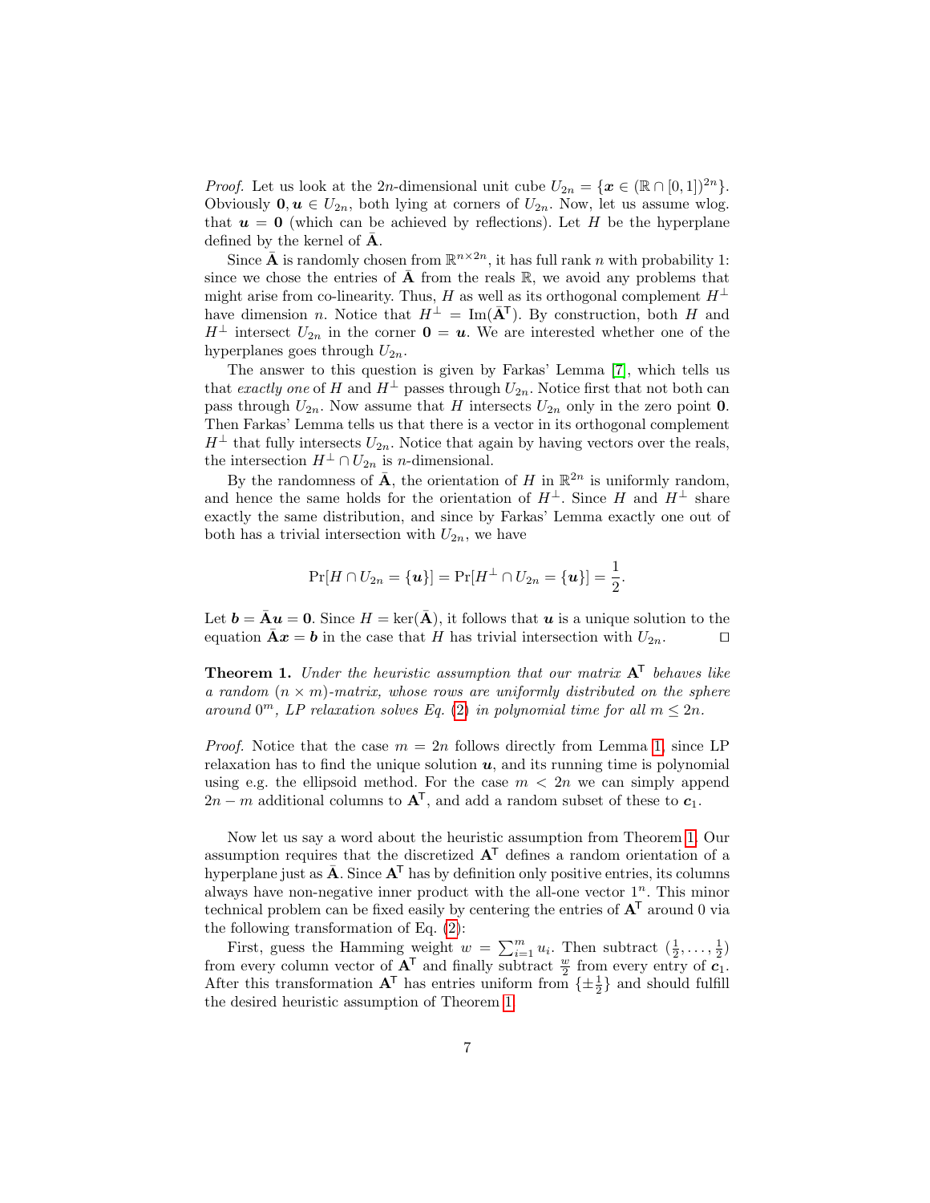*Proof.* Let us look at the $2n$-dimensional unit cube $U_{2n} = \{\boldsymbol{x} \in (\mathbb{R} \cap [0,1])^{2n}\}$. Obviously $\mathbf{0}, \boldsymbol{u} \in U_{2n}$, both lying at corners of $U_{2n}$. Now, let us assume wlog. that $\boldsymbol{u} = \mathbf{0}$ (which can be achieved by reflections). Let $H$ be the hyperplane defined by the kernel of $\bar{\mathbf{A}}$.

Since $\bar{\mathbf{A}}$ is randomly chosen from $\mathbb{R}^{n \times 2n}$, it has full rank $n$ with probability 1: since we chose the entries of $\bar{\mathbf{A}}$ from the reals $\mathbb{R}$, we avoid any problems that might arise from co-linearity. Thus, $H$ as well as its orthogonal complement $H^{\perp}$ have dimension $n$. Notice that $H^{\perp} = \mathrm{Im}(\bar{\mathbf{A}}^{\mathsf{T}})$. By construction, both $H$ and $H^{\perp}$ intersect $U_{2n}$ in the corner $\mathbf{0} = \boldsymbol{u}$. We are interested whether one of the hyperplanes goes through $U_{2n}$.

The answer to this question is given by Farkas' Lemma [7], which tells us that *exactly one* of $H$ and $H^{\perp}$ passes through $U_{2n}$. Notice first that not both can pass through $U_{2n}$. Now assume that $H$ intersects $U_{2n}$ only in the zero point $\mathbf{0}$. Then Farkas' Lemma tells us that there is a vector in its orthogonal complement $H^{\perp}$ that fully intersects $U_{2n}$. Notice that again by having vectors over the reals, the intersection $H^{\perp} \cap U_{2n}$ is $n$-dimensional.

By the randomness of $\bar{\mathbf{A}}$, the orientation of $H$ in $\mathbb{R}^{2n}$ is uniformly random, and hence the same holds for the orientation of $H^{\perp}$. Since $H$ and $H^{\perp}$ share exactly the same distribution, and since by Farkas' Lemma exactly one out of both has a trivial intersection with $U_{2n}$, we have

$$\Pr[H \cap U_{2n} = \{\boldsymbol{u}\}] = \Pr[H^{\perp} \cap U_{2n} = \{\boldsymbol{u}\}] = \frac{1}{2}.$$

Let $\boldsymbol{b} = \bar{\mathbf{A}}\boldsymbol{u} = \mathbf{0}$. Since $H = \ker(\bar{\mathbf{A}})$, it follows that $\boldsymbol{u}$ is a unique solution to the equation $\bar{\mathbf{A}}\boldsymbol{x} = \boldsymbol{b}$ in the case that $H$ has trivial intersection with $U_{2n}$. $\square$

**Theorem 1.** *Under the heuristic assumption that our matrix $\mathbf{A}^{\mathsf{T}}$ behaves like a random $(n \times m)$-matrix, whose rows are uniformly distributed on the sphere around $0^m$, LP relaxation solves Eq. (2) in polynomial time for all $m \leq 2n$.*

*Proof.* Notice that the case $m = 2n$ follows directly from Lemma 1, since LP relaxation has to find the unique solution $\boldsymbol{u}$, and its running time is polynomial using e.g. the ellipsoid method. For the case $m < 2n$ we can simply append $2n - m$ additional columns to $\mathbf{A}^{\mathsf{T}}$, and add a random subset of these to $\boldsymbol{c}_1$.

Now let us say a word about the heuristic assumption from Theorem 1. Our assumption requires that the discretized $\mathbf{A}^{\mathsf{T}}$ defines a random orientation of a hyperplane just as $\bar{\mathbf{A}}$. Since $\mathbf{A}^{\mathsf{T}}$ has by definition only positive entries, its columns always have non-negative inner product with the all-one vector $1^n$. This minor technical problem can be fixed easily by centering the entries of $\mathbf{A}^{\mathsf{T}}$ around 0 via the following transformation of Eq. (2):

First, guess the Hamming weight $w = \sum_{i=1}^{m} u_i$. Then subtract $(\frac{1}{2}, \ldots, \frac{1}{2})$ from every column vector of $\mathbf{A}^{\mathsf{T}}$ and finally subtract $\frac{w}{2}$ from every entry of $\boldsymbol{c}_1$. After this transformation $\mathbf{A}^{\mathsf{T}}$ has entries uniform from $\{\pm\frac{1}{2}\}$ and should fulfill the desired heuristic assumption of Theorem 1.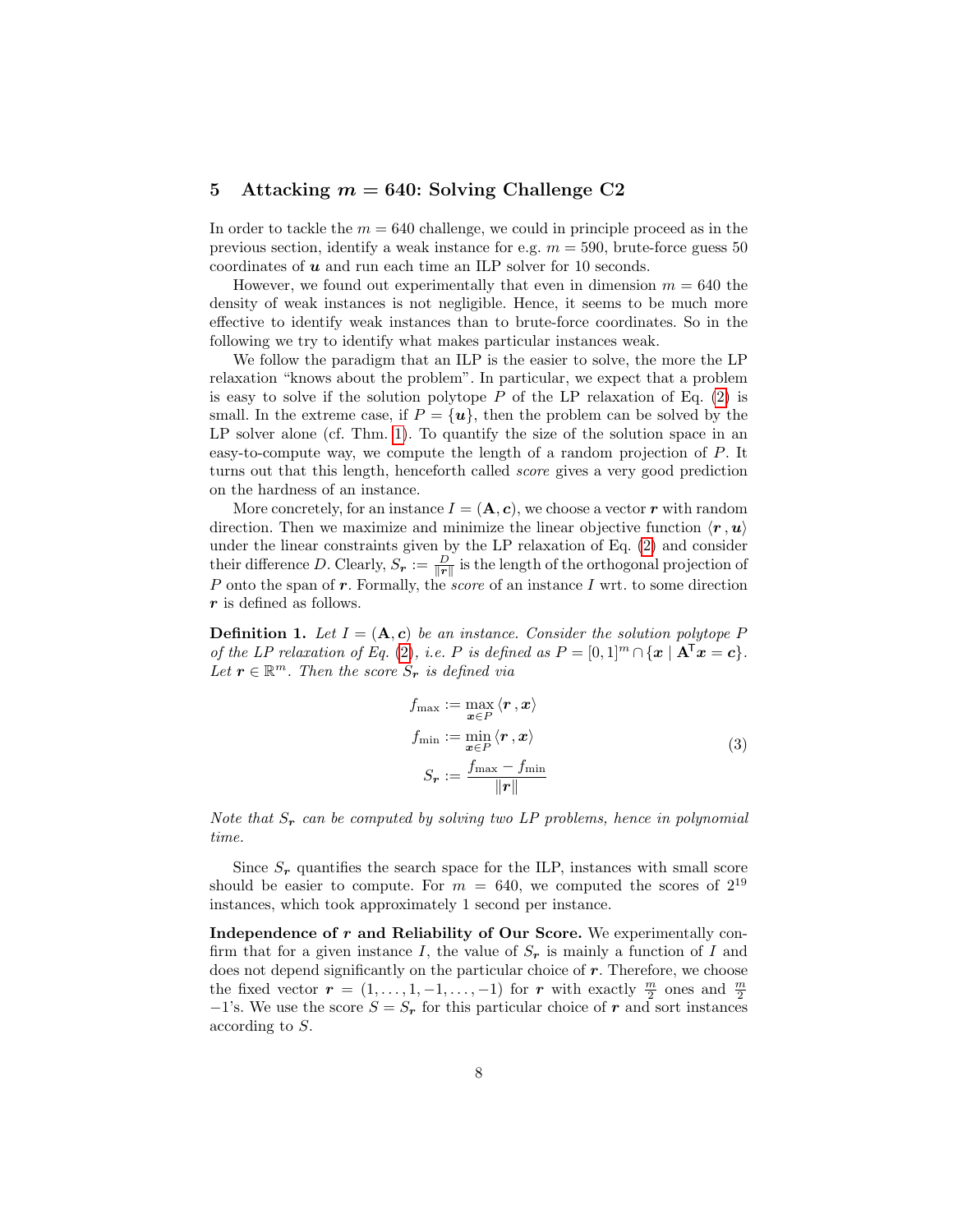## 5 Attacking $m = 640$: Solving Challenge C2

In order to tackle the $m = 640$ challenge, we could in principle proceed as in the previous section, identify a weak instance for e.g. $m = 590$, brute-force guess 50 coordinates of $\boldsymbol{u}$ and run each time an ILP solver for 10 seconds.

However, we found out experimentally that even in dimension $m = 640$ the density of weak instances is not negligible. Hence, it seems to be much more effective to identify weak instances than to brute-force coordinates. So in the following we try to identify what makes particular instances weak.

We follow the paradigm that an ILP is the easier to solve, the more the LP relaxation "knows about the problem". In particular, we expect that a problem is easy to solve if the solution polytope $P$ of the LP relaxation of Eq. (2) is small. In the extreme case, if $P = \{\boldsymbol{u}\}$, then the problem can be solved by the LP solver alone (cf. Thm. 1). To quantify the size of the solution space in an easy-to-compute way, we compute the length of a random projection of $P$. It turns out that this length, henceforth called *score* gives a very good prediction on the hardness of an instance.

More concretely, for an instance $I = (\mathbf{A}, \boldsymbol{c})$, we choose a vector $\boldsymbol{r}$ with random direction. Then we maximize and minimize the linear objective function $\langle \boldsymbol{r}, \boldsymbol{u} \rangle$ under the linear constraints given by the LP relaxation of Eq. (2) and consider their difference $D$. Clearly, $S_{\boldsymbol{r}} := \frac{D}{\|\boldsymbol{r}\|}$ is the length of the orthogonal projection of $P$ onto the span of $\boldsymbol{r}$. Formally, the *score* of an instance $I$ wrt. to some direction $\boldsymbol{r}$ is defined as follows.

**Definition 1.** *Let $I = (\mathbf{A}, \boldsymbol{c})$ be an instance. Consider the solution polytope $P$ of the LP relaxation of Eq. (2), i.e. $P$ is defined as $P = [0,1]^m \cap \{\boldsymbol{x} \mid \mathbf{A}^\intercal \boldsymbol{x} = \boldsymbol{c}\}$. Let $\boldsymbol{r} \in \mathbb{R}^m$. Then the score $S_{\boldsymbol{r}}$ is defined via*

$$
\begin{aligned}
f_{\max} &:= \max_{\boldsymbol{x} \in P} \langle \boldsymbol{r}, \boldsymbol{x} \rangle \\
f_{\min} &:= \min_{\boldsymbol{x} \in P} \langle \boldsymbol{r}, \boldsymbol{x} \rangle \\
S_{\boldsymbol{r}} &:= \frac{f_{\max} - f_{\min}}{\|\boldsymbol{r}\|}
\end{aligned} \tag{3}
$$

*Note that $S_{\boldsymbol{r}}$ can be computed by solving two LP problems, hence in polynomial time.*

Since $S_{\boldsymbol{r}}$ quantifies the search space for the ILP, instances with small score should be easier to compute. For $m = 640$, we computed the scores of $2^{19}$ instances, which took approximately 1 second per instance.

**Independence of $\boldsymbol{r}$ and Reliability of Our Score.** We experimentally confirm that for a given instance $I$, the value of $S_{\boldsymbol{r}}$ is mainly a function of $I$ and does not depend significantly on the particular choice of $\boldsymbol{r}$. Therefore, we choose the fixed vector $\boldsymbol{r} = (1, \ldots, 1, -1, \ldots, -1)$ for $\boldsymbol{r}$ with exactly $\frac{m}{2}$ ones and $\frac{m}{2}$ $-1$'s. We use the score $S = S_{\boldsymbol{r}}$ for this particular choice of $\boldsymbol{r}$ and sort instances according to $S$.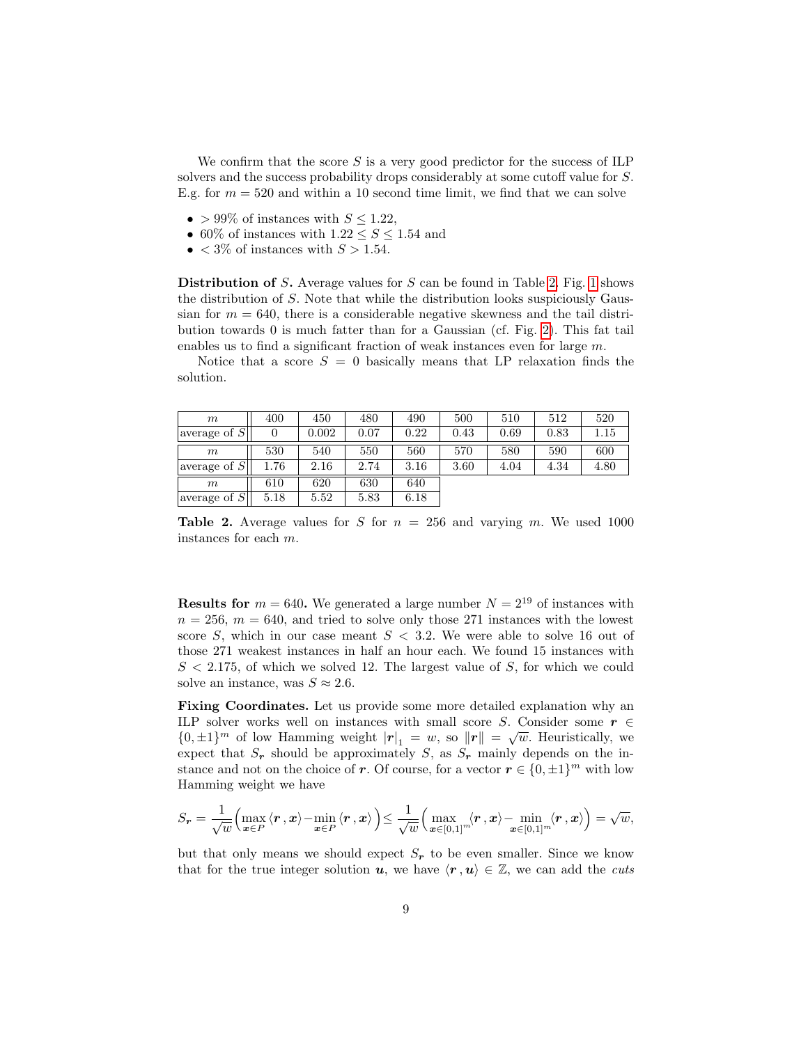We confirm that the score $S$ is a very good predictor for the success of ILP solvers and the success probability drops considerably at some cutoff value for $S$. E.g. for $m = 520$ and within a 10 second time limit, we find that we can solve

- $> 99\%$ of instances with $S \leq 1.22$,
- 60% of instances with $1.22 \leq S \leq 1.54$ and
- $< 3\%$ of instances with $S > 1.54$.

**Distribution of $S$.** Average values for $S$ can be found in Table 2. Fig. 1 shows the distribution of $S$. Note that while the distribution looks suspiciously Gaussian for $m = 640$, there is a considerable negative skewness and the tail distribution towards 0 is much fatter than for a Gaussian (cf. Fig. 2). This fat tail enables us to find a significant fraction of weak instances even for large $m$.

Notice that a score $S = 0$ basically means that LP relaxation finds the solution.

| $m$ | 400 | 450 | 480 | 490 | 500 | 510 | 512 | 520 |
|---|---|---|---|---|---|---|---|---|
| average of $S$ | 0 | 0.002 | 0.07 | 0.22 | 0.43 | 0.69 | 0.83 | 1.15 |
| $m$ | 530 | 540 | 550 | 560 | 570 | 580 | 590 | 600 |
| average of $S$ | 1.76 | 2.16 | 2.74 | 3.16 | 3.60 | 4.04 | 4.34 | 4.80 |
| $m$ | 610 | 620 | 630 | 640 | | | | |
| average of $S$ | 5.18 | 5.52 | 5.83 | 6.18 | | | | |

**Table 2.** Average values for $S$ for $n = 256$ and varying $m$. We used 1000 instances for each $m$.

**Results for $m = 640$.** We generated a large number $N = 2^{19}$ of instances with $n = 256$, $m = 640$, and tried to solve only those 271 instances with the lowest score $S$, which in our case meant $S < 3.2$. We were able to solve 16 out of those 271 weakest instances in half an hour each. We found 15 instances with $S < 2.175$, of which we solved 12. The largest value of $S$, for which we could solve an instance, was $S \approx 2.6$.

**Fixing Coordinates.** Let us provide some more detailed explanation why an ILP solver works well on instances with small score $S$. Consider some $\boldsymbol{r} \in \{0, \pm 1\}^m$ of low Hamming weight $|\boldsymbol{r}|_1 = w$, so $\|\boldsymbol{r}\| = \sqrt{w}$. Heuristically, we expect that $S_{\boldsymbol{r}}$ should be approximately $S$, as $S_{\boldsymbol{r}}$ mainly depends on the instance and not on the choice of $\boldsymbol{r}$. Of course, for a vector $\boldsymbol{r} \in \{0, \pm 1\}^m$ with low Hamming weight we have

$$S_{\boldsymbol{r}} = \frac{1}{\sqrt{w}}\Big(\max_{\boldsymbol{x}\in P} \langle \boldsymbol{r}\,, \boldsymbol{x}\rangle - \min_{\boldsymbol{x}\in P} \langle \boldsymbol{r}\,, \boldsymbol{x}\rangle\Big) \leq \frac{1}{\sqrt{w}}\Big(\max_{\boldsymbol{x}\in[0,1]^m} \langle \boldsymbol{r}\,, \boldsymbol{x}\rangle - \min_{\boldsymbol{x}\in[0,1]^m} \langle \boldsymbol{r}\,, \boldsymbol{x}\rangle\Big) = \sqrt{w},$$

but that only means we should expect $S_{\boldsymbol{r}}$ to be even smaller. Since we know that for the true integer solution $\boldsymbol{u}$, we have $\langle \boldsymbol{r}\,, \boldsymbol{u}\rangle \in \mathbb{Z}$, we can add the *cuts*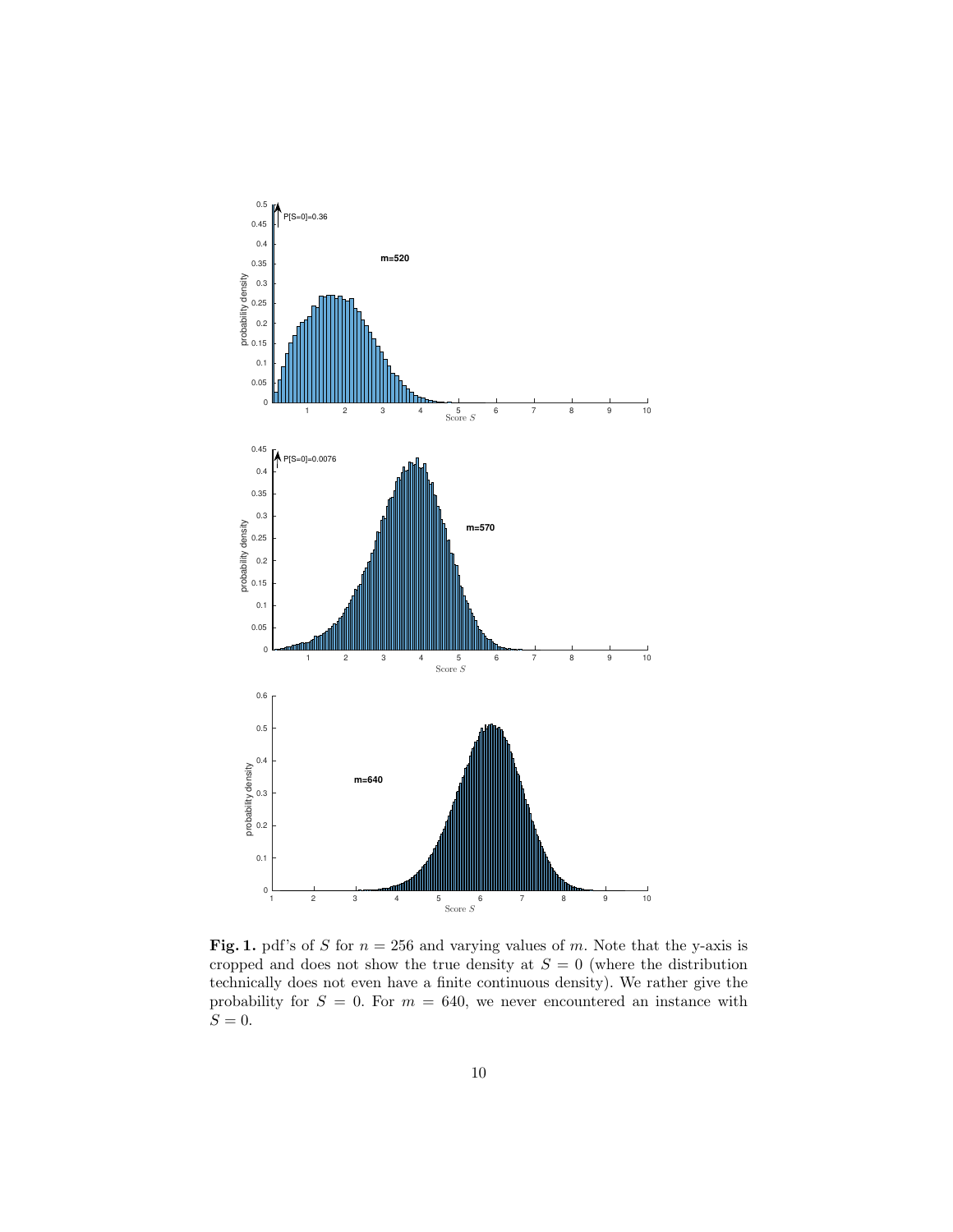**Fig. 1.** pdf's of $S$ for $n = 256$ and varying values of $m$. Note that the y-axis is cropped and does not show the true density at $S = 0$ (where the distribution technically does not even have a finite continuous density). We rather give the probability for $S = 0$. For $m = 640$, we never encountered an instance with $S = 0$.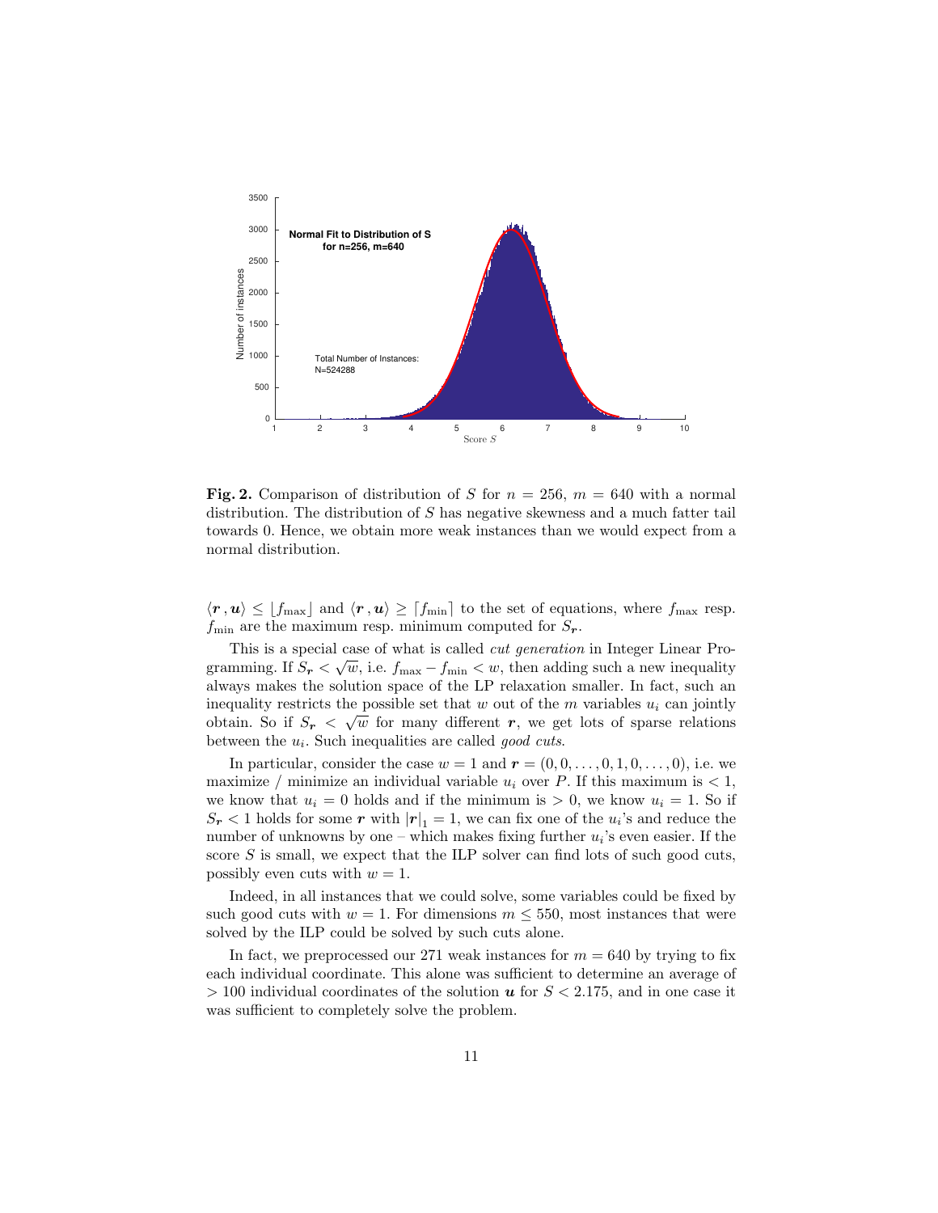**Fig. 2.** Comparison of distribution of $S$ for $n = 256$, $m = 640$ with a normal distribution. The distribution of $S$ has negative skewness and a much fatter tail towards 0. Hence, we obtain more weak instances than we would expect from a normal distribution.

$\langle \boldsymbol{r}, \boldsymbol{u} \rangle \leq \lfloor f_{\max} \rfloor$ and $\langle \boldsymbol{r}, \boldsymbol{u} \rangle \geq \lceil f_{\min} \rceil$ to the set of equations, where $f_{\max}$ resp. $f_{\min}$ are the maximum resp. minimum computed for $S_{\boldsymbol{r}}$.

This is a special case of what is called *cut generation* in Integer Linear Programming. If $S_{\boldsymbol{r}} < \sqrt{w}$, i.e. $f_{\max} - f_{\min} < w$, then adding such a new inequality always makes the solution space of the LP relaxation smaller. In fact, such an inequality restricts the possible set that $w$ out of the $m$ variables $u_i$ can jointly obtain. So if $S_{\boldsymbol{r}} < \sqrt{w}$ for many different $\boldsymbol{r}$, we get lots of sparse relations between the $u_i$. Such inequalities are called *good cuts*.

In particular, consider the case $w = 1$ and $\boldsymbol{r} = (0, 0, \ldots, 0, 1, 0, \ldots, 0)$, i.e. we maximize / minimize an individual variable $u_i$ over $P$. If this maximum is $< 1$, we know that $u_i = 0$ holds and if the minimum is $> 0$, we know $u_i = 1$. So if $S_{\boldsymbol{r}} < 1$ holds for some $\boldsymbol{r}$ with $|\boldsymbol{r}|_1 = 1$, we can fix one of the $u_i$'s and reduce the number of unknowns by one – which makes fixing further $u_i$'s even easier. If the score $S$ is small, we expect that the ILP solver can find lots of such good cuts, possibly even cuts with $w = 1$.

Indeed, in all instances that we could solve, some variables could be fixed by such good cuts with $w = 1$. For dimensions $m \leq 550$, most instances that were solved by the ILP could be solved by such cuts alone.

In fact, we preprocessed our 271 weak instances for $m = 640$ by trying to fix each individual coordinate. This alone was sufficient to determine an average of $> 100$ individual coordinates of the solution $\boldsymbol{u}$ for $S < 2.175$, and in one case it was sufficient to completely solve the problem.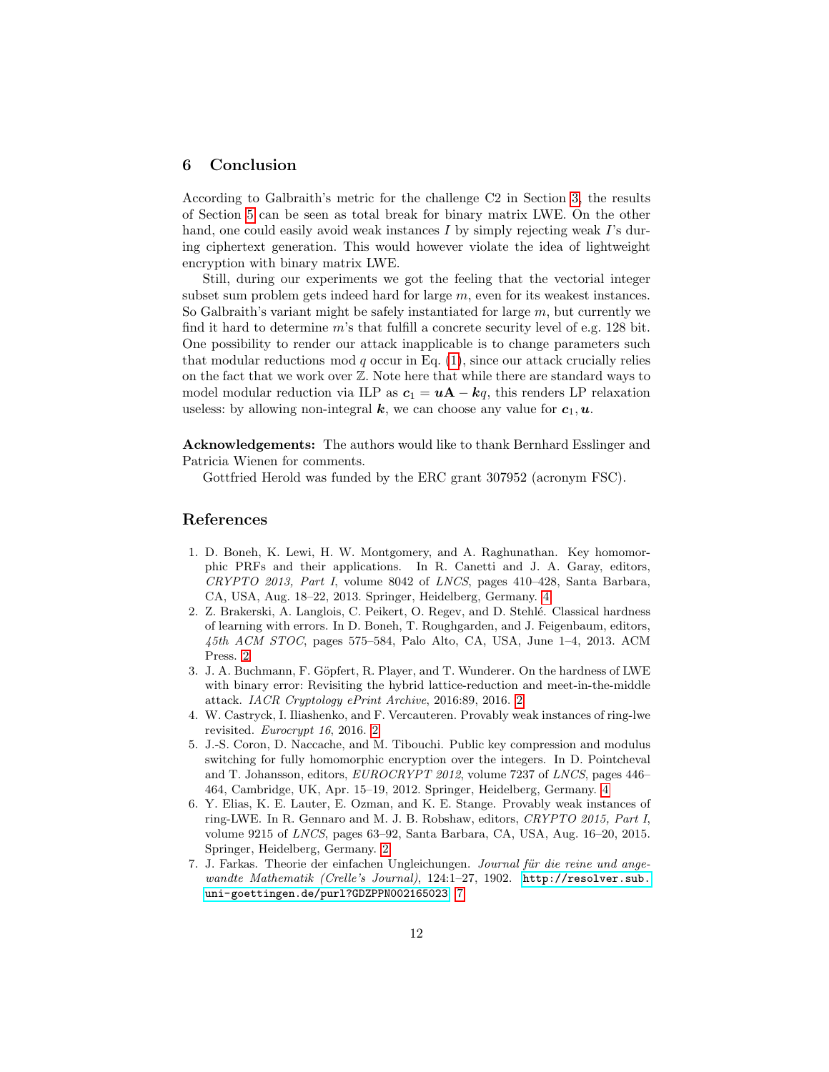## 6 Conclusion

According to Galbraith's metric for the challenge C2 in Section 3, the results of Section 5 can be seen as total break for binary matrix LWE. On the other hand, one could easily avoid weak instances $I$ by simply rejecting weak $I$'s during ciphertext generation. This would however violate the idea of lightweight encryption with binary matrix LWE.

Still, during our experiments we got the feeling that the vectorial integer subset sum problem gets indeed hard for large $m$, even for its weakest instances. So Galbraith's variant might be safely instantiated for large $m$, but currently we find it hard to determine $m$'s that fulfill a concrete security level of e.g. 128 bit. One possibility to render our attack inapplicable is to change parameters such that modular reductions mod $q$ occur in Eq. (1), since our attack crucially relies on the fact that we work over $\mathbb{Z}$. Note here that while there are standard ways to model modular reduction via ILP as $\boldsymbol{c}_1 = \boldsymbol{u}\mathbf{A} - \boldsymbol{k}q$, this renders LP relaxation useless: by allowing non-integral $\boldsymbol{k}$, we can choose any value for $\boldsymbol{c}_1, \boldsymbol{u}$.

**Acknowledgements:** The authors would like to thank Bernhard Esslinger and Patricia Wienen for comments.

Gottfried Herold was funded by the ERC grant 307952 (acronym FSC).

## References

1. D. Boneh, K. Lewi, H. W. Montgomery, and A. Raghunathan. Key homomorphic PRFs and their applications. In R. Canetti and J. A. Garay, editors, *CRYPTO 2013, Part I*, volume 8042 of *LNCS*, pages 410–428, Santa Barbara, CA, USA, Aug. 18–22, 2013. Springer, Heidelberg, Germany. 4
2. Z. Brakerski, A. Langlois, C. Peikert, O. Regev, and D. Stehlé. Classical hardness of learning with errors. In D. Boneh, T. Roughgarden, and J. Feigenbaum, editors, *45th ACM STOC*, pages 575–584, Palo Alto, CA, USA, June 1–4, 2013. ACM Press. 2
3. J. A. Buchmann, F. Göpfert, R. Player, and T. Wunderer. On the hardness of LWE with binary error: Revisiting the hybrid lattice-reduction and meet-in-the-middle attack. *IACR Cryptology ePrint Archive*, 2016:89, 2016. 2
4. W. Castryck, I. Iliashenko, and F. Vercauteren. Provably weak instances of ring-lwe revisited. *Eurocrypt 16*, 2016. 2
5. J.-S. Coron, D. Naccache, and M. Tibouchi. Public key compression and modulus switching for fully homomorphic encryption over the integers. In D. Pointcheval and T. Johansson, editors, *EUROCRYPT 2012*, volume 7237 of *LNCS*, pages 446–464, Cambridge, UK, Apr. 15–19, 2012. Springer, Heidelberg, Germany. 4
6. Y. Elias, K. E. Lauter, E. Ozman, and K. E. Stange. Provably weak instances of ring-LWE. In R. Gennaro and M. J. B. Robshaw, editors, *CRYPTO 2015, Part I*, volume 9215 of *LNCS*, pages 63–92, Santa Barbara, CA, USA, Aug. 16–20, 2015. Springer, Heidelberg, Germany. 2
7. J. Farkas. Theorie der einfachen Ungleichungen. *Journal für die reine und angewandte Mathematik (Crelle's Journal)*, 124:1–27, 1902. `http://resolver.sub.uni-goettingen.de/purl?GDZPPN002165023`. 7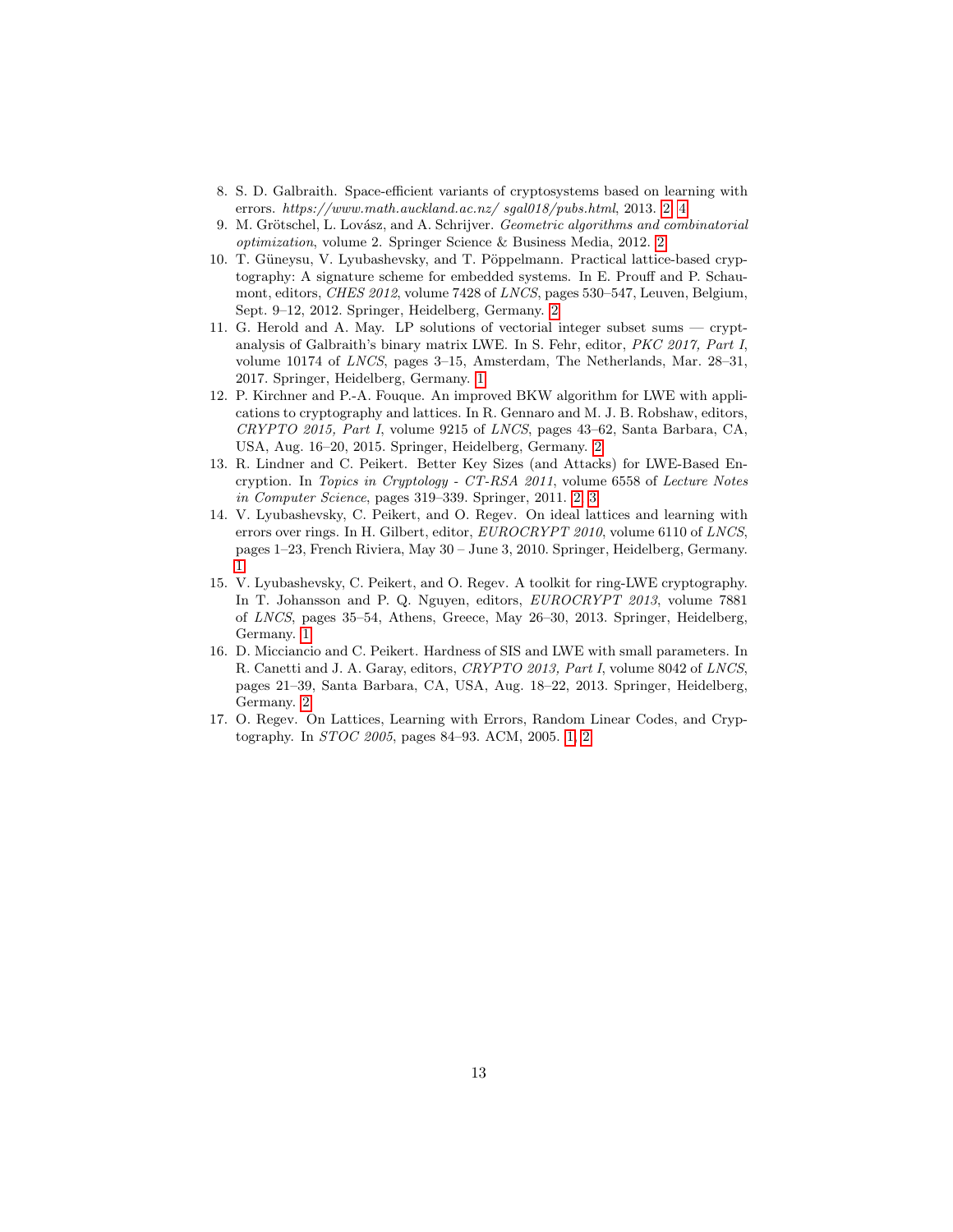8. S. D. Galbraith. Space-efficient variants of cryptosystems based on learning with errors. *https://www.math.auckland.ac.nz/ sgal018/pubs.html*, 2013. 2, 4
9. M. Grötschel, L. Lovász, and A. Schrijver. *Geometric algorithms and combinatorial optimization*, volume 2. Springer Science & Business Media, 2012. 2
10. T. Güneysu, V. Lyubashevsky, and T. Pöppelmann. Practical lattice-based cryptography: A signature scheme for embedded systems. In E. Prouff and P. Schaumont, editors, *CHES 2012*, volume 7428 of *LNCS*, pages 530–547, Leuven, Belgium, Sept. 9–12, 2012. Springer, Heidelberg, Germany. 2
11. G. Herold and A. May. LP solutions of vectorial integer subset sums — cryptanalysis of Galbraith's binary matrix LWE. In S. Fehr, editor, *PKC 2017, Part I*, volume 10174 of *LNCS*, pages 3–15, Amsterdam, The Netherlands, Mar. 28–31, 2017. Springer, Heidelberg, Germany. 1
12. P. Kirchner and P.-A. Fouque. An improved BKW algorithm for LWE with applications to cryptography and lattices. In R. Gennaro and M. J. B. Robshaw, editors, *CRYPTO 2015, Part I*, volume 9215 of *LNCS*, pages 43–62, Santa Barbara, CA, USA, Aug. 16–20, 2015. Springer, Heidelberg, Germany. 2
13. R. Lindner and C. Peikert. Better Key Sizes (and Attacks) for LWE-Based Encryption. In *Topics in Cryptology - CT-RSA 2011*, volume 6558 of *Lecture Notes in Computer Science*, pages 319–339. Springer, 2011. 2, 3
14. V. Lyubashevsky, C. Peikert, and O. Regev. On ideal lattices and learning with errors over rings. In H. Gilbert, editor, *EUROCRYPT 2010*, volume 6110 of *LNCS*, pages 1–23, French Riviera, May 30 – June 3, 2010. Springer, Heidelberg, Germany. 1
15. V. Lyubashevsky, C. Peikert, and O. Regev. A toolkit for ring-LWE cryptography. In T. Johansson and P. Q. Nguyen, editors, *EUROCRYPT 2013*, volume 7881 of *LNCS*, pages 35–54, Athens, Greece, May 26–30, 2013. Springer, Heidelberg, Germany. 1
16. D. Micciancio and C. Peikert. Hardness of SIS and LWE with small parameters. In R. Canetti and J. A. Garay, editors, *CRYPTO 2013, Part I*, volume 8042 of *LNCS*, pages 21–39, Santa Barbara, CA, USA, Aug. 18–22, 2013. Springer, Heidelberg, Germany. 2
17. O. Regev. On Lattices, Learning with Errors, Random Linear Codes, and Cryptography. In *STOC 2005*, pages 84–93. ACM, 2005. 1, 2